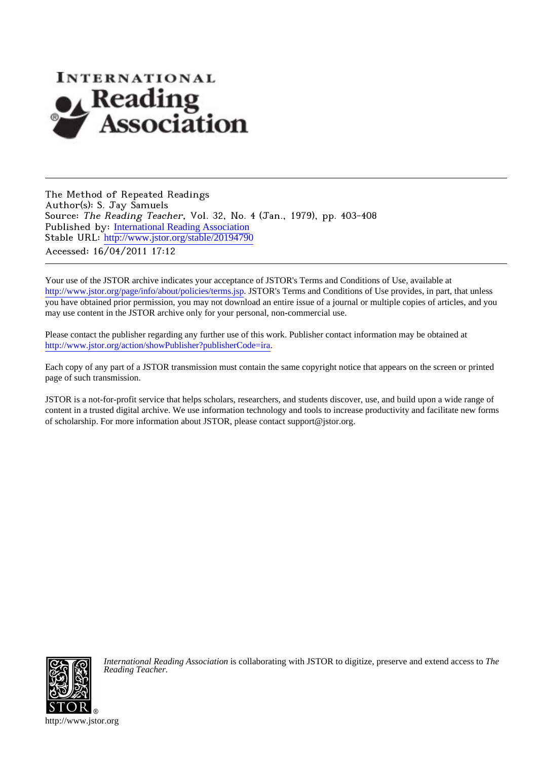The Method of Repeated Readings
Author(s): S. Jay Samuels
Source: *The Reading Teacher*, Vol. 32, No. 4 (Jan., 1979), pp. 403-408
Published by: International Reading Association
Stable URL: http://www.jstor.org/stable/20194790
Accessed: 16/04/2011 17:12

Your use of the JSTOR archive indicates your acceptance of JSTOR's Terms and Conditions of Use, available at http://www.jstor.org/page/info/about/policies/terms.jsp. JSTOR's Terms and Conditions of Use provides, in part, that unless you have obtained prior permission, you may not download an entire issue of a journal or multiple copies of articles, and you may use content in the JSTOR archive only for your personal, non-commercial use.

Please contact the publisher regarding any further use of this work. Publisher contact information may be obtained at http://www.jstor.org/action/showPublisher?publisherCode=ira.

Each copy of any part of a JSTOR transmission must contain the same copyright notice that appears on the screen or printed page of such transmission.

JSTOR is a not-for-profit service that helps scholars, researchers, and students discover, use, and build upon a wide range of content in a trusted digital archive. We use information technology and tools to increase productivity and facilitate new forms of scholarship. For more information about JSTOR, please contact support@jstor.org.

*International Reading Association* is collaborating with JSTOR to digitize, preserve and extend access to *The Reading Teacher.*

http://www.jstor.org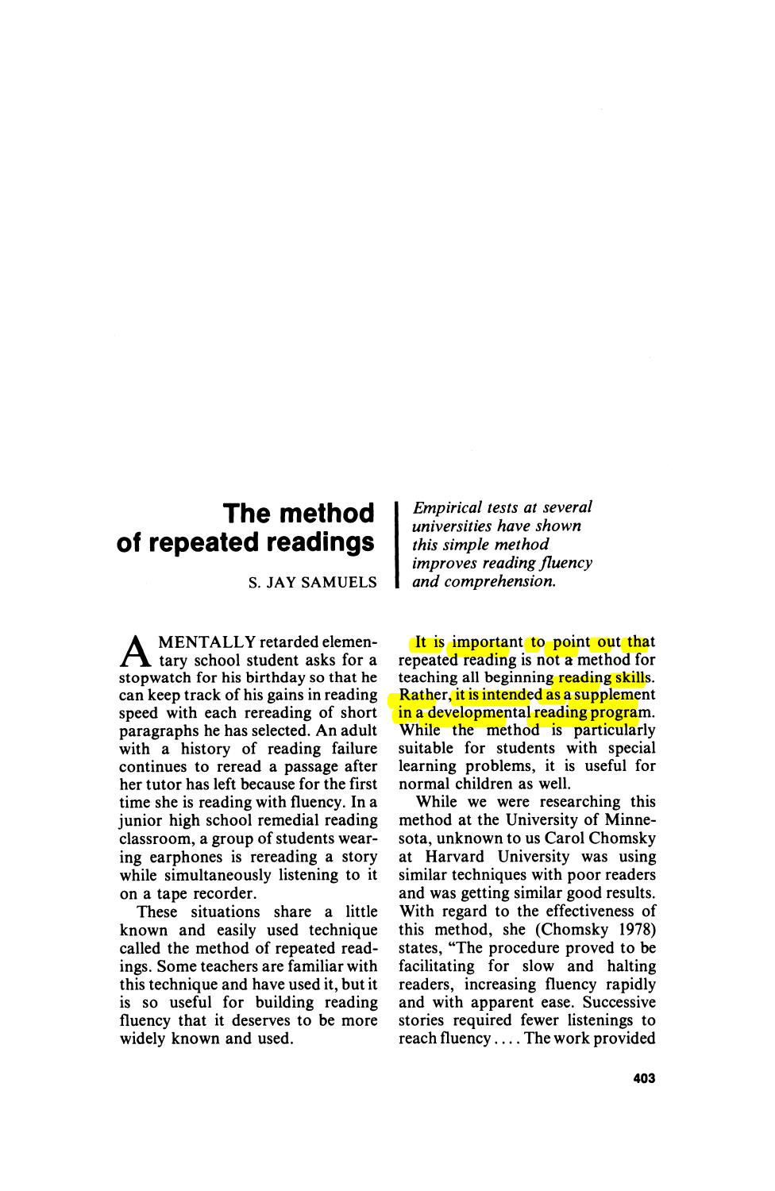# The method of repeated readings

S. JAY SAMUELS

*Empirical tests at several universities have shown this simple method improves reading fluency and comprehension.*

A MENTALLY retarded elementary school student asks for a stopwatch for his birthday so that he can keep track of his gains in reading speed with each rereading of short paragraphs he has selected. An adult with a history of reading failure continues to reread a passage after her tutor has left because for the first time she is reading with fluency. In a junior high school remedial reading classroom, a group of students wearing earphones is rereading a story while simultaneously listening to it on a tape recorder.

These situations share a little known and easily used technique called the method of repeated readings. Some teachers are familiar with this technique and have used it, but it is so useful for building reading fluency that it deserves to be more widely known and used.

It is important to point out that repeated reading is not a method for teaching all beginning reading skills. Rather, it is intended as a supplement in a developmental reading program. While the method is particularly suitable for students with special learning problems, it is useful for normal children as well.

While we were researching this method at the University of Minnesota, unknown to us Carol Chomsky at Harvard University was using similar techniques with poor readers and was getting similar good results. With regard to the effectiveness of this method, she (Chomsky 1978) states, "The procedure proved to be facilitating for slow and halting readers, increasing fluency rapidly and with apparent ease. Successive stories required fewer listenings to reach fluency.... The work provided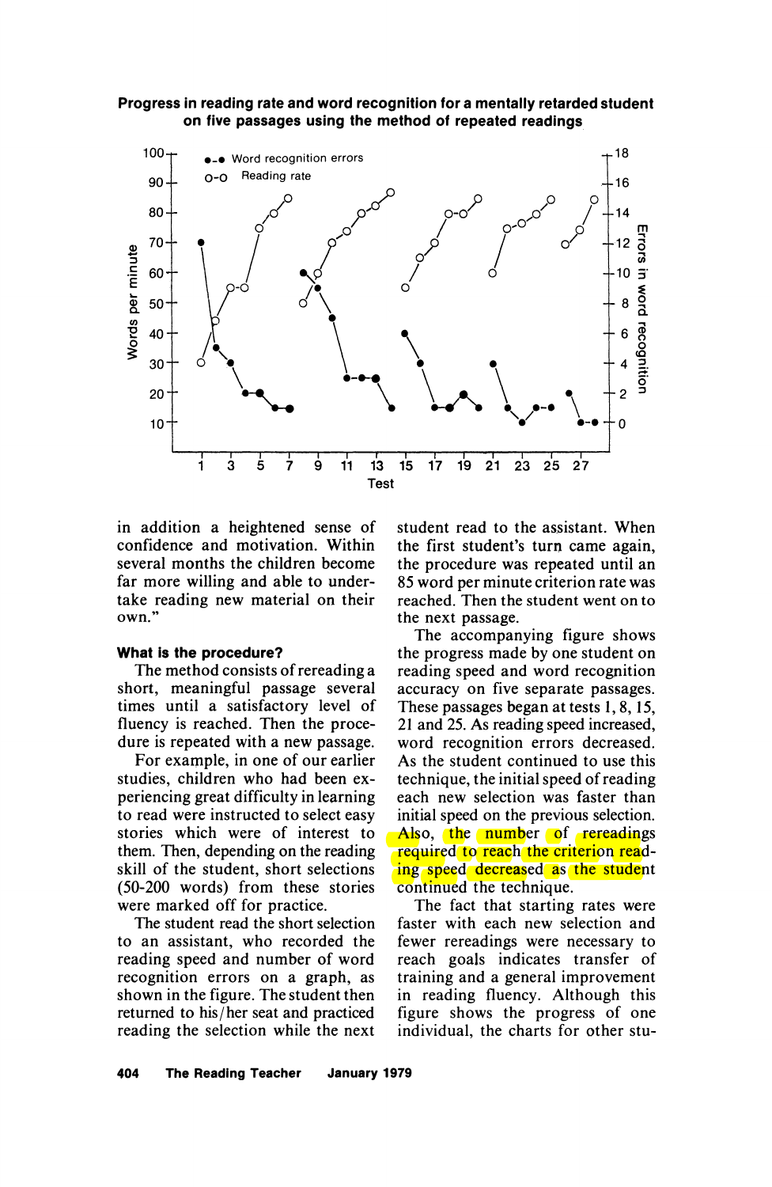**Progress in reading rate and word recognition for a mentally retarded student on five passages using the method of repeated readings**

●-● Word recognition errors
○-○ Reading rate

Words per minute
100
90
80
70
60
50
40
30
20
10

Errors in word recognition
18
16
14
12
10
8
6
4
2
0

1 3 5 7 9 11 13 15 17 19 21 23 25 27
Test

in addition a heightened sense of confidence and motivation. Within several months the children become far more willing and able to undertake reading new material on their own."

**What is the procedure?**

The method consists of rereading a short, meaningful passage several times until a satisfactory level of fluency is reached. Then the procedure is repeated with a new passage.

For example, in one of our earlier studies, children who had been experiencing great difficulty in learning to read were instructed to select easy stories which were of interest to them. Then, depending on the reading skill of the student, short selections (50-200 words) from these stories were marked off for practice.

The student read the short selection to an assistant, who recorded the reading speed and number of word recognition errors on a graph, as shown in the figure. The student then returned to his/her seat and practiced reading the selection while the next student read to the assistant. When the first student's turn came again, the procedure was repeated until an 85 word per minute criterion rate was reached. Then the student went on to the next passage.

The accompanying figure shows the progress made by one student on reading speed and word recognition accuracy on five separate passages. These passages began at tests 1, 8, 15, 21 and 25. As reading speed increased, word recognition errors decreased. As the student continued to use this technique, the initial speed of reading each new selection was faster than initial speed on the previous selection. Also, the number of rereadings required to reach the criterion reading speed decreased as the student continued the technique.

The fact that starting rates were faster with each new selection and fewer rereadings were necessary to reach goals indicates transfer of training and a general improvement in reading fluency. Although this figure shows the progress of one individual, the charts for other stu-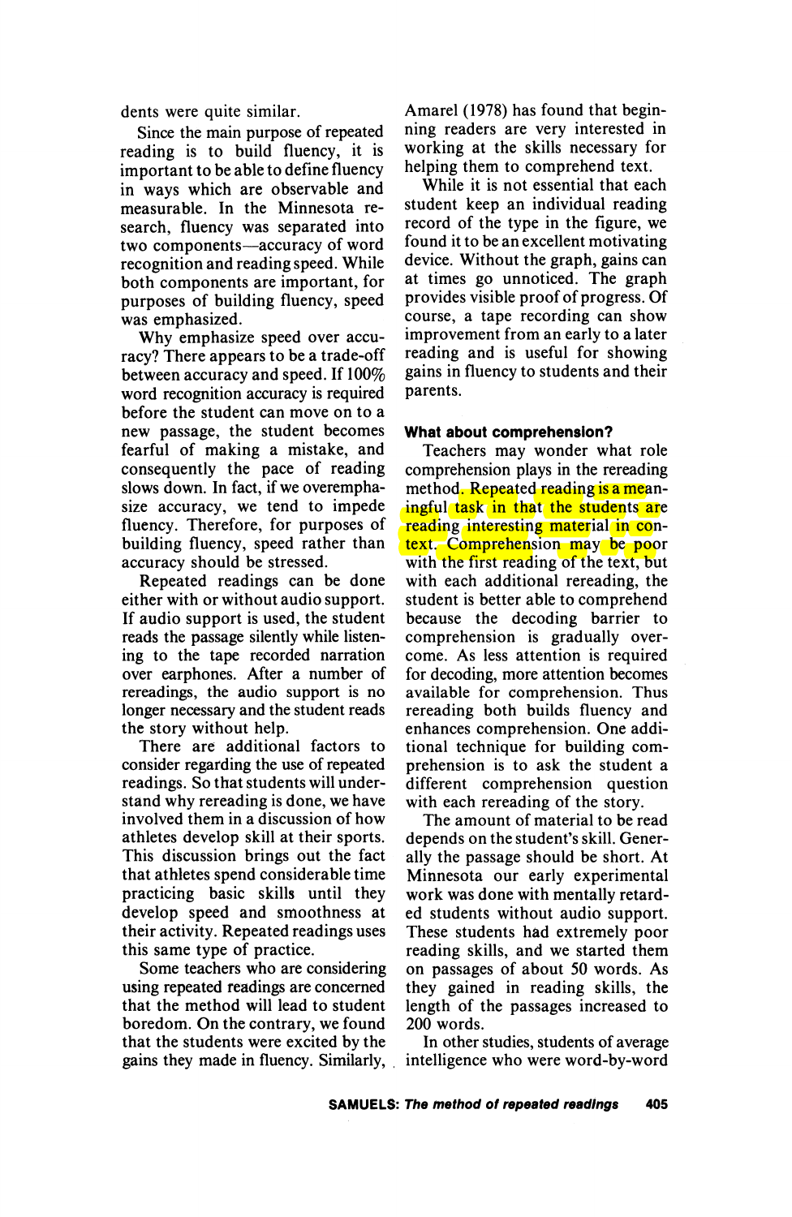dents were quite similar.

Since the main purpose of repeated reading is to build fluency, it is important to be able to define fluency in ways which are observable and measurable. In the Minnesota research, fluency was separated into two components—accuracy of word recognition and reading speed. While both components are important, for purposes of building fluency, speed was emphasized.

Why emphasize speed over accuracy? There appears to be a trade-off between accuracy and speed. If 100% word recognition accuracy is required before the student can move on to a new passage, the student becomes fearful of making a mistake, and consequently the pace of reading slows down. In fact, if we overemphasize accuracy, we tend to impede fluency. Therefore, for purposes of building fluency, speed rather than accuracy should be stressed.

Repeated readings can be done either with or without audio support. If audio support is used, the student reads the passage silently while listening to the tape recorded narration over earphones. After a number of rereadings, the audio support is no longer necessary and the student reads the story without help.

There are additional factors to consider regarding the use of repeated readings. So that students will understand why rereading is done, we have involved them in a discussion of how athletes develop skill at their sports. This discussion brings out the fact that athletes spend considerable time practicing basic skills until they develop speed and smoothness at their activity. Repeated readings uses this same type of practice.

Some teachers who are considering using repeated readings are concerned that the method will lead to student boredom. On the contrary, we found that the students were excited by the gains they made in fluency. Similarly, Amarel (1978) has found that beginning readers are very interested in working at the skills necessary for helping them to comprehend text.

While it is not essential that each student keep an individual reading record of the type in the figure, we found it to be an excellent motivating device. Without the graph, gains can at times go unnoticed. The graph provides visible proof of progress. Of course, a tape recording can show improvement from an early to a later reading and is useful for showing gains in fluency to students and their parents.

**What about comprehension?**

Teachers may wonder what role comprehension plays in the rereading method. Repeated reading is a meaningful task in that the students are reading interesting material in context. Comprehension may be poor with the first reading of the text, but with each additional rereading, the student is better able to comprehend because the decoding barrier to comprehension is gradually overcome. As less attention is required for decoding, more attention becomes available for comprehension. Thus rereading both builds fluency and enhances comprehension. One additional technique for building comprehension is to ask the student a different comprehension question with each rereading of the story.

The amount of material to be read depends on the student's skill. Generally the passage should be short. At Minnesota our early experimental work was done with mentally retarded students without audio support. These students had extremely poor reading skills, and we started them on passages of about 50 words. As they gained in reading skills, the length of the passages increased to 200 words.

In other studies, students of average intelligence who were word-by-word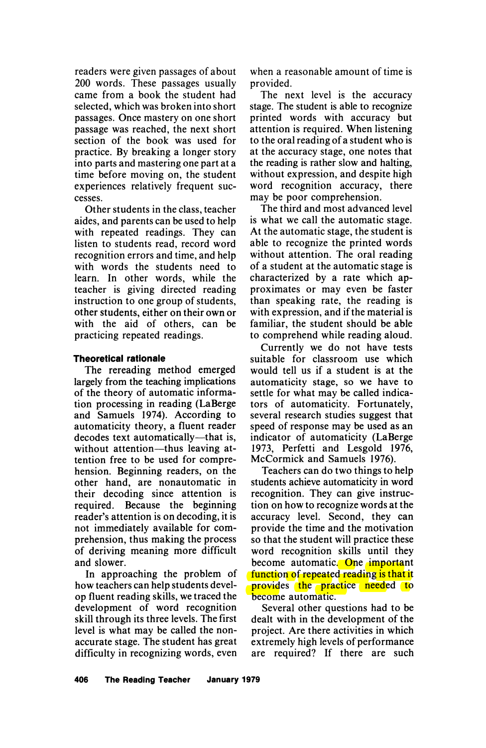readers were given passages of about 200 words. These passages usually came from a book the student had selected, which was broken into short passages. Once mastery on one short passage was reached, the next short section of the book was used for practice. By breaking a longer story into parts and mastering one part at a time before moving on, the student experiences relatively frequent successes.

Other students in the class, teacher aides, and parents can be used to help with repeated readings. They can listen to students read, record word recognition errors and time, and help with words the students need to learn. In other words, while the teacher is giving directed reading instruction to one group of students, other students, either on their own or with the aid of others, can be practicing repeated readings.

### Theoretical rationale

The rereading method emerged largely from the teaching implications of the theory of automatic information processing in reading (LaBerge and Samuels 1974). According to automaticity theory, a fluent reader decodes text automatically—that is, without attention—thus leaving attention free to be used for comprehension. Beginning readers, on the other hand, are nonautomatic in their decoding since attention is required. Because the beginning reader's attention is on decoding, it is not immediately available for comprehension, thus making the process of deriving meaning more difficult and slower.

In approaching the problem of how teachers can help students develop fluent reading skills, we traced the development of word recognition skill through its three levels. The first level is what may be called the nonaccurate stage. The student has great difficulty in recognizing words, even when a reasonable amount of time is provided.

The next level is the accuracy stage. The student is able to recognize printed words with accuracy but attention is required. When listening to the oral reading of a student who is at the accuracy stage, one notes that the reading is rather slow and halting, without expression, and despite high word recognition accuracy, there may be poor comprehension.

The third and most advanced level is what we call the automatic stage. At the automatic stage, the student is able to recognize the printed words without attention. The oral reading of a student at the automatic stage is characterized by a rate which approximates or may even be faster than speaking rate, the reading is with expression, and if the material is familiar, the student should be able to comprehend while reading aloud.

Currently we do not have tests suitable for classroom use which would tell us if a student is at the automaticity stage, so we have to settle for what may be called indicators of automaticity. Fortunately, several research studies suggest that speed of response may be used as an indicator of automaticity (LaBerge 1973, Perfetti and Lesgold 1976, McCormick and Samuels 1976).

Teachers can do two things to help students achieve automaticity in word recognition. They can give instruction on how to recognize words at the accuracy level. Second, they can provide the time and the motivation so that the student will practice these word recognition skills until they become automatic. One important function of repeated reading is that it provides the practice needed to become automatic.

Several other questions had to be dealt with in the development of the project. Are there activities in which extremely high levels of performance are required? If there are such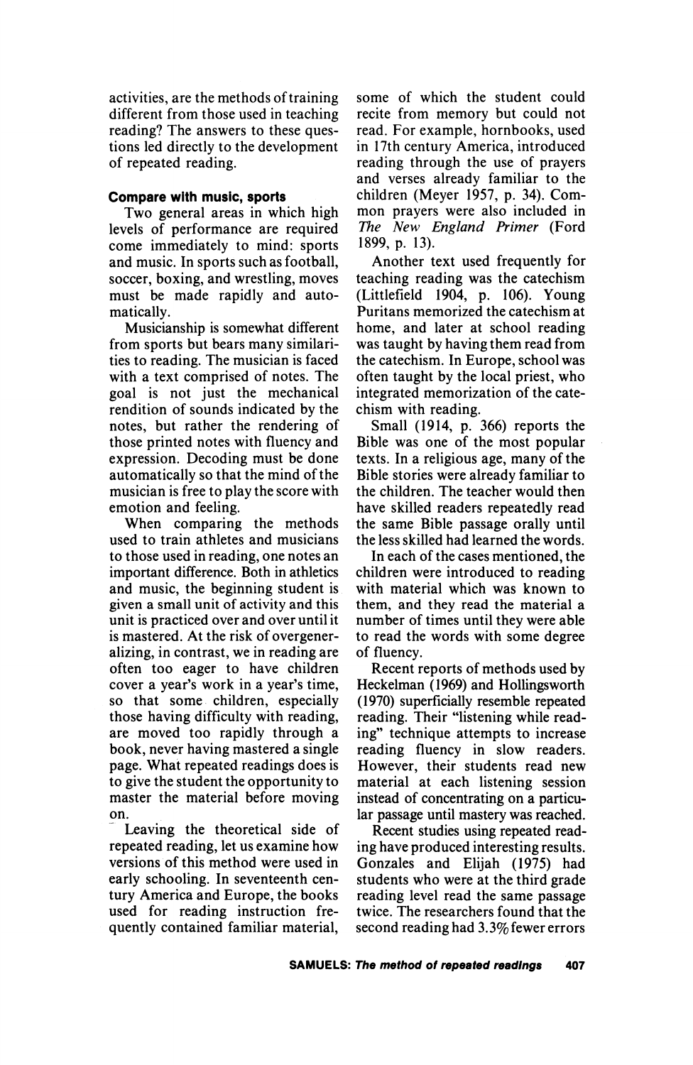activities, are the methods of training different from those used in teaching reading? The answers to these questions led directly to the development of repeated reading.

### Compare with music, sports

Two general areas in which high levels of performance are required come immediately to mind: sports and music. In sports such as football, soccer, boxing, and wrestling, moves must be made rapidly and automatically.

Musicianship is somewhat different from sports but bears many similarities to reading. The musician is faced with a text comprised of notes. The goal is not just the mechanical rendition of sounds indicated by the notes, but rather the rendering of those printed notes with fluency and expression. Decoding must be done automatically so that the mind of the musician is free to play the score with emotion and feeling.

When comparing the methods used to train athletes and musicians to those used in reading, one notes an important difference. Both in athletics and music, the beginning student is given a small unit of activity and this unit is practiced over and over until it is mastered. At the risk of overgeneralizing, in contrast, we in reading are often too eager to have children cover a year's work in a year's time, so that some children, especially those having difficulty with reading, are moved too rapidly through a book, never having mastered a single page. What repeated readings does is to give the student the opportunity to master the material before moving on.

Leaving the theoretical side of repeated reading, let us examine how versions of this method were used in early schooling. In seventeenth century America and Europe, the books used for reading instruction frequently contained familiar material, some of which the student could recite from memory but could not read. For example, hornbooks, used in 17th century America, introduced reading through the use of prayers and verses already familiar to the children (Meyer 1957, p. 34). Common prayers were also included in *The New England Primer* (Ford 1899, p. 13).

Another text used frequently for teaching reading was the catechism (Littlefield 1904, p. 106). Young Puritans memorized the catechism at home, and later at school reading was taught by having them read from the catechism. In Europe, school was often taught by the local priest, who integrated memorization of the catechism with reading.

Small (1914, p. 366) reports the Bible was one of the most popular texts. In a religious age, many of the Bible stories were already familiar to the children. The teacher would then have skilled readers repeatedly read the same Bible passage orally until the less skilled had learned the words.

In each of the cases mentioned, the children were introduced to reading with material which was known to them, and they read the material a number of times until they were able to read the words with some degree of fluency.

Recent reports of methods used by Heckelman (1969) and Hollingsworth (1970) superficially resemble repeated reading. Their "listening while reading" technique attempts to increase reading fluency in slow readers. However, their students read new material at each listening session instead of concentrating on a particular passage until mastery was reached.

Recent studies using repeated reading have produced interesting results. Gonzales and Elijah (1975) had students who were at the third grade reading level read the same passage twice. The researchers found that the second reading had 3.3% fewer errors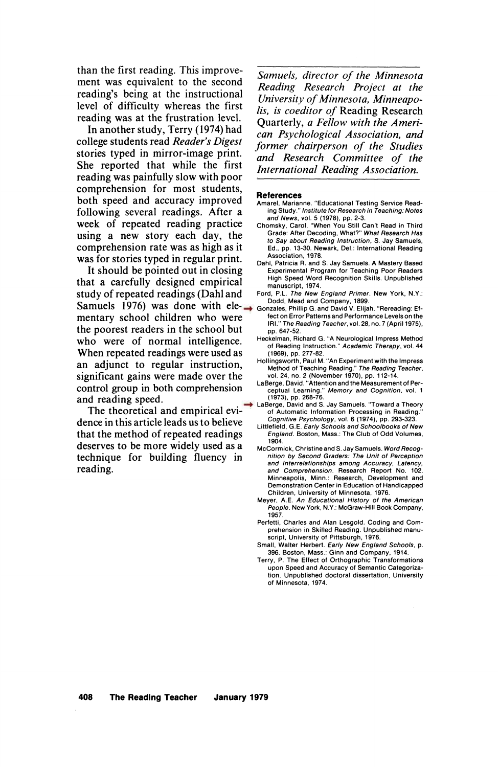than the first reading. This improvement was equivalent to the second reading's being at the instructional level of difficulty whereas the first reading was at the frustration level.

In another study, Terry (1974) had college students read *Reader's Digest* stories typed in mirror-image print. She reported that while the first reading was painfully slow with poor comprehension for most students, both speed and accuracy improved following several readings. After a week of repeated reading practice using a new story each day, the comprehension rate was as high as it was for stories typed in regular print.

It should be pointed out in closing that a carefully designed empirical study of repeated readings (Dahl and Samuels 1976) was done with elementary school children who were the poorest readers in the school but who were of normal intelligence. When repeated readings were used as an adjunct to regular instruction, significant gains were made over the control group in both comprehension and reading speed.

The theoretical and empirical evidence in this article leads us to believe that the method of repeated readings deserves to be more widely used as a technique for building fluency in reading.

---

*Samuels, director of the Minnesota Reading Research Project at the University of Minnesota, Minneapolis, is coeditor of* Reading Research Quarterly, *a Fellow with the American Psychological Association, and former chairperson of the Studies and Research Committee of the International Reading Association.*

---

### References

Amarel, Marianne. "Educational Testing Service Reading Study." *Institute for Research in Teaching: Notes and News*, vol. 5 (1978), pp. 2-3.

Chomsky, Carol. "When You Still Can't Read in Third Grade: After Decoding, What?" *What Research Has to Say about Reading Instruction*, S. Jay Samuels, Ed., pp. 13-30. Newark, Del.: International Reading Association, 1978.

Dahl, Patricia R. and S. Jay Samuels. A Mastery Based Experimental Program for Teaching Poor Readers High Speed Word Recognition Skills. Unpublished manuscript, 1974.

Ford, P.L. *The New England Primer.* New York, N.Y.: Dodd, Mead and Company, 1899.

Gonzales, Phillip G. and David V. Elijah. "Rereading: Effect on Error Patterns and Performance Levels on the IRI." *The Reading Teacher*, vol. 28, no. 7 (April 1975), pp. 647-52.

Heckelman, Richard G. "A Neurological Impress Method of Reading Instruction." *Academic Therapy*, vol. 44 (1969), pp. 277-82.

Hollingsworth, Paul M. "An Experiment with the Impress Method of Teaching Reading." *The Reading Teacher*, vol. 24, no. 2 (November 1970), pp. 112-14.

LaBerge, David. "Attention and the Measurement of Perceptual Learning." *Memory and Cognition*, vol. 1 (1973), pp. 268-76.

LaBerge, David and S. Jay Samuels. "Toward a Theory of Automatic Information Processing in Reading." *Cognitive Psychology*, vol. 6 (1974), pp. 293-323.

Littlefield, G.E. *Early Schools and Schoolbooks of New England.* Boston, Mass.: The Club of Odd Volumes, 1904.

McCormick, Christine and S. Jay Samuels. *Word Recognition by Second Graders: The Unit of Perception and Interrelationships among Accuracy, Latency, and Comprehension.* Research Report No. 102. Minneapolis, Minn.: Research, Development and Demonstration Center in Education of Handicapped Children, University of Minnesota, 1976.

Meyer, A.E. *An Educational History of the American People.* New York, N.Y.: McGraw-Hill Book Company, 1957.

Perfetti, Charles and Alan Lesgold. Coding and Comprehension in Skilled Reading. Unpublished manuscript, University of Pittsburgh, 1976.

Small, Walter Herbert. *Early New England Schools*, p. 396. Boston, Mass.: Ginn and Company, 1914.

Terry, P. The Effect of Orthographic Transformations upon Speed and Accuracy of Semantic Categorization. Unpublished doctoral dissertation, University of Minnesota, 1974.